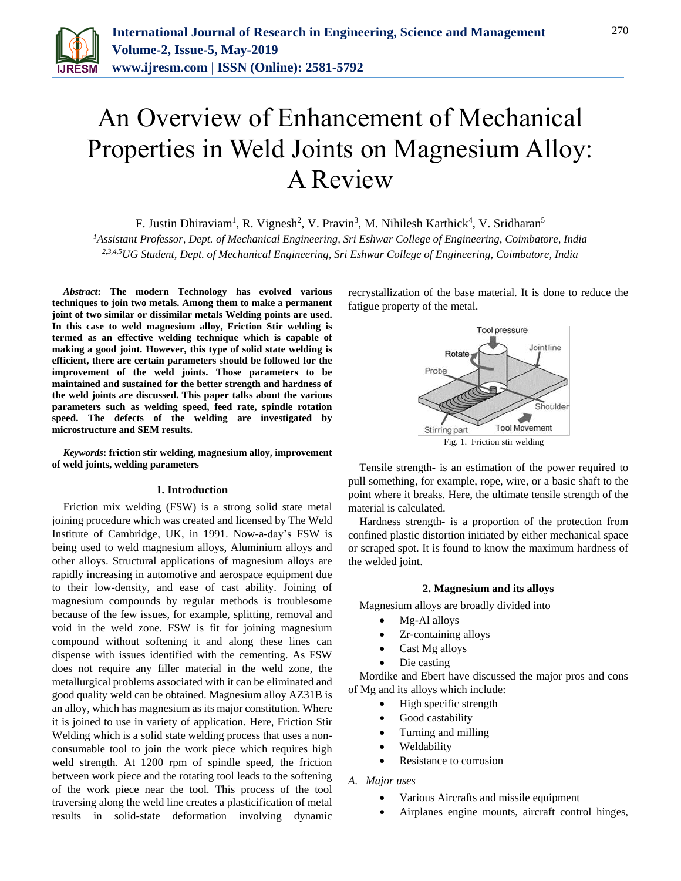# An Overview of Enhancement of Mechanical Properties in Weld Joints on Magnesium Alloy: A Review

F. Justin Dhiraviam[1], R. Vignesh[2], V. Pravin[3], M. Nihilesh Karthick[4], V. Sridharan[5]

[1]*Assistant Professor, Dept. of Mechanical Engineering, Sri Eshwar College of Engineering, Coimbatore, India*
[2,3,4,5]*UG Student, Dept. of Mechanical Engineering, Sri Eshwar College of Engineering, Coimbatore, India*

***Abstract*: The modern Technology has evolved various techniques to join two metals. Among them to make a permanent joint of two similar or dissimilar metals Welding points are used. In this case to weld magnesium alloy, Friction Stir welding is termed as an effective welding technique which is capable of making a good joint. However, this type of solid state welding is efficient, there are certain parameters should be followed for the improvement of the weld joints. Those parameters to be maintained and sustained for the better strength and hardness of the weld joints are discussed. This paper talks about the various parameters such as welding speed, feed rate, spindle rotation speed. The defects of the welding are investigated by microstructure and SEM results.**

***Keywords*: friction stir welding, magnesium alloy, improvement of weld joints, welding parameters**

## 1. Introduction

Friction mix welding (FSW) is a strong solid state metal joining procedure which was created and licensed by The Weld Institute of Cambridge, UK, in 1991. Now-a-day's FSW is being used to weld magnesium alloys, Aluminium alloys and other alloys. Structural applications of magnesium alloys are rapidly increasing in automotive and aerospace equipment due to their low-density, and ease of cast ability. Joining of magnesium compounds by regular methods is troublesome because of the few issues, for example, splitting, removal and void in the weld zone. FSW is fit for joining magnesium compound without softening it and along these lines can dispense with issues identified with the cementing. As FSW does not require any filler material in the weld zone, the metallurgical problems associated with it can be eliminated and good quality weld can be obtained. Magnesium alloy AZ31B is an alloy, which has magnesium as its major constitution. Where it is joined to use in variety of application. Here, Friction Stir Welding which is a solid state welding process that uses a non-consumable tool to join the work piece which requires high weld strength. At 1200 rpm of spindle speed, the friction between work piece and the rotating tool leads to the softening of the work piece near the tool. This process of the tool traversing along the weld line creates a plasticification of metal results in solid-state deformation involving dynamic recrystallization of the base material. It is done to reduce the fatigue property of the metal.

Fig. 1. Friction stir welding

Tensile strength- is an estimation of the power required to pull something, for example, rope, wire, or a basic shaft to the point where it breaks. Here, the ultimate tensile strength of the material is calculated.

Hardness strength- is a proportion of the protection from confined plastic distortion initiated by either mechanical space or scraped spot. It is found to know the maximum hardness of the welded joint.

## 2. Magnesium and its alloys

Magnesium alloys are broadly divided into

- Mg-Al alloys
- Zr-containing alloys
- Cast Mg alloys
- Die casting

Mordike and Ebert have discussed the major pros and cons of Mg and its alloys which include:

- High specific strength
- Good castability
- Turning and milling
- Weldability
- Resistance to corrosion

### *A. Major uses*

- Various Aircrafts and missile equipment
- Airplanes engine mounts, aircraft control hinges,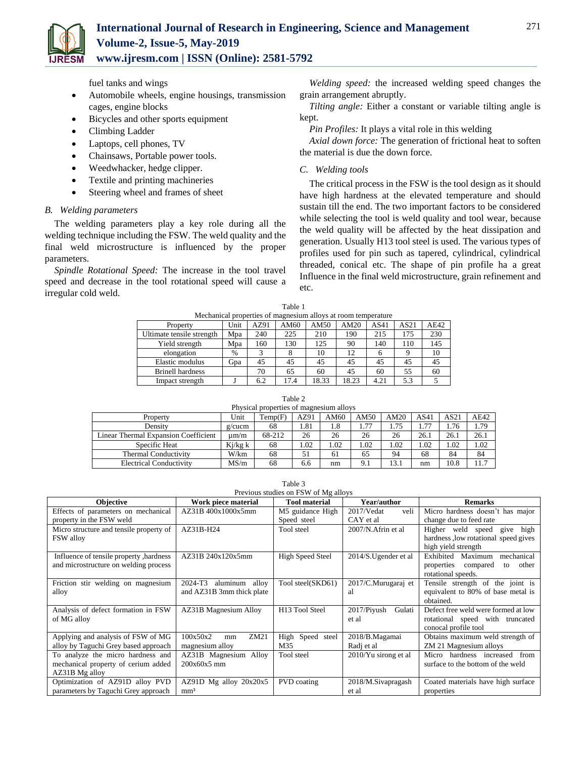fuel tanks and wings

- Automobile wheels, engine housings, transmission cages, engine blocks
- Bicycles and other sports equipment
- Climbing Ladder
- Laptops, cell phones, TV
- Chainsaws, Portable power tools.
- Weedwhacker, hedge clipper.
- Textile and printing machineries
- Steering wheel and frames of sheet

### B. Welding parameters

The welding parameters play a key role during all the welding technique including the FSW. The weld quality and the final weld microstructure is influenced by the proper parameters.

*Spindle Rotational Speed:* The increase in the tool travel speed and decrease in the tool rotational speed will cause a irregular cold weld.

*Welding speed:* the increased welding speed changes the grain arrangement abruptly.

*Tilting angle:* Either a constant or variable tilting angle is kept.

*Pin Profiles:* It plays a vital role in this welding

*Axial down force:* The generation of frictional heat to soften the material is due the down force.

### C. Welding tools

The critical process in the FSW is the tool design as it should have high hardness at the elevated temperature and should sustain till the end. The two important factors to be considered while selecting the tool is weld quality and tool wear, because the weld quality will be affected by the heat dissipation and generation. Usually H13 tool steel is used. The various types of profiles used for pin such as tapered, cylindrical, cylindrical threaded, conical etc. The shape of pin profile ha a great Influence in the final weld microstructure, grain refinement and etc.

Table 1
Mechanical properties of magnesium alloys at room temperature

| Property | Unit | AZ91 | AM60 | AM50 | AM20 | AS41 | AS21 | AE42 |
|---|---|---|---|---|---|---|---|---|
| Ultimate tensile strength | Mpa | 240 | 225 | 210 | 190 | 215 | 175 | 230 |
| Yield strength | Mpa | 160 | 130 | 125 | 90 | 140 | 110 | 145 |
| elongation | % | 3 | 8 | 10 | 12 | 6 | 9 | 10 |
| Elastic modulus | Gpa | 45 | 45 | 45 | 45 | 45 | 45 | 45 |
| Brinell hardness | | 70 | 65 | 60 | 45 | 60 | 55 | 60 |
| Impact strength | J | 6.2 | 17.4 | 18.33 | 18.23 | 4.21 | 5.3 | 5 |

Table 2
Physical properties of magnesium alloys

| Property | Unit | Temp(F) | AZ91 | AM60 | AM50 | AM20 | AS41 | AS21 | AE42 |
|---|---|---|---|---|---|---|---|---|---|
| Density | g/cucm | 68 | 1.81 | 1.8 | 1.77 | 1.75 | 1.77 | 1.76 | 1.79 |
| Linear Thermal Expansion Coefficient | µm/m | 68-212 | 26 | 26 | 26 | 26 | 26.1 | 26.1 | 26.1 |
| Specific Heat | Kj/kg k | 68 | 1.02 | 1.02 | 1.02 | 1.02 | 1.02 | 1.02 | 1.02 |
| Thermal Conductivity | W/km | 68 | 51 | 61 | 65 | 94 | 68 | 84 | 84 |
| Electrical Conductivity | MS/m | 68 | 6.6 | nm | 9.1 | 13.1 | nm | 10.8 | 11.7 |

Table 3
Previous studies on FSW of Mg alloys

| Objective | Work piece material | Tool material | Year/author | Remarks |
|---|---|---|---|---|
| Effects of parameters on mechanical property in the FSW weld | AZ31B 400x1000x5mm | M5 guidance High Speed steel | 2017/Vedat veli CAY et al | Micro hardness doesn't has major change due to feed rate |
| Micro structure and tensile property of FSW alloy | AZ31B-H24 | Tool steel | 2007/N.Afrin et al | Higher weld speed give high hardness ,low rotational speed gives high yield strength |
| Influence of tensile property ,hardness and microstructure on welding process | AZ31B 240x120x5mm | High Speed Steel | 2014/S.Ugender et al | Exhibited Maximum mechanical properties compared to other rotational speeds. |
| Friction stir welding on magnesium alloy | 2024-T3 aluminum alloy and AZ31B 3mm thick plate | Tool steel(SKD61) | 2017/C.Murugaraj et al | Tensile strength of the joint is equivalent to 80% of base metal is obtained. |
| Analysis of defect formation in FSW of MG alloy | AZ31B Magnesium Alloy | H13 Tool Steel | 2017/Piyush Gulati et al | Defect free weld were formed at low rotational speed with truncated conocal profile tool |
| Applying and analysis of FSW of MG alloy by Taguchi Grey based approach | 100x50x2 mm ZM21 magnesium alloy | High Speed steel M35 | 2018/B.Magamai Radj et al | Obtains maximum weld strength of ZM 21 Magnesium alloys |
| To analyze the micro hardness and mechanical property of cerium added AZ31B Mg alloy | AZ31B Magnesium Alloy 200x60x5 mm | Tool steel | 2010/Yu sirong et al | Micro hardness increased from surface to the bottom of the weld |
| Optimization of AZ91D alloy PVD parameters by Taguchi Grey approach | AZ91D Mg alloy 20x20x5 mm³ | PVD coating | 2018/M.Sivapragash et al | Coated materials have high surface properties |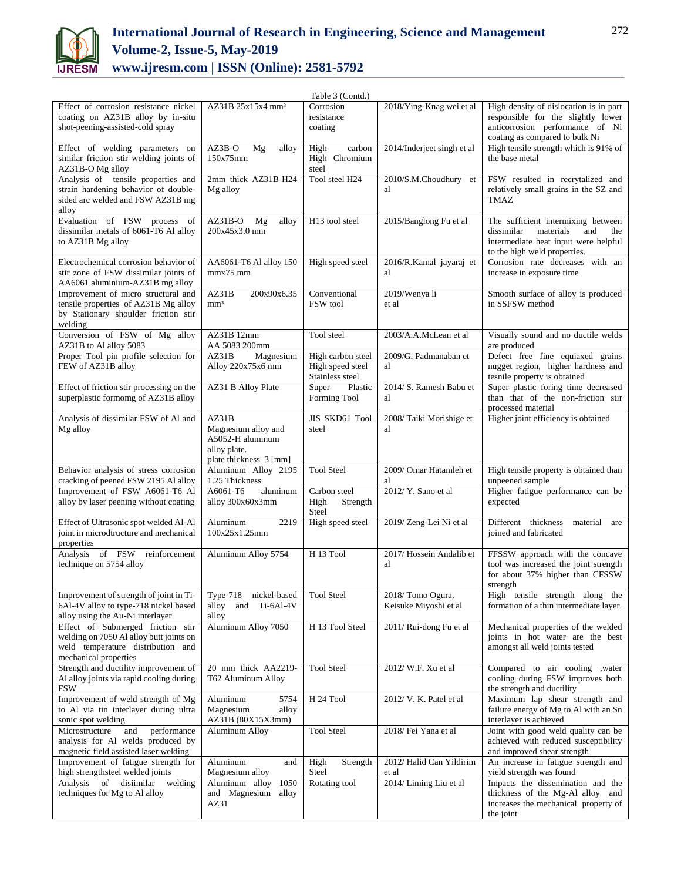Table 3 (Contd.)

| | | | | |
|---|---|---|---|---|
| Effect of corrosion resistance nickel coating on AZ31B alloy by in-situ shot-peening-assisted-cold spray | AZ31B 25x15x4 mm³ | Corrosion resistance coating | 2018/Ying-Knag wei et al | High density of dislocation is in part responsible for the slightly lower anticorrosion performance of Ni coating as compared to bulk Ni |
| Effect of welding parameters on similar friction stir welding joints of AZ31B-O Mg alloy | AZ3B-O Mg alloy 150x75mm | High carbon High Chromium steel | 2014/Inderjeet singh et al | High tensile strength which is 91% of the base metal |
| Analysis of tensile properties and strain hardening behavior of double-sided arc welded and FSW AZ31B mg alloy | 2mm thick AZ31B-H24 Mg alloy | Tool steel H24 | 2010/S.M.Choudhury et al | FSW resulted in recrytalized and relatively small grains in the SZ and TMAZ |
| Evaluation of FSW process of dissimilar metals of 6061-T6 Al alloy to AZ31B Mg alloy | AZ31B-O Mg alloy 200x45x3.0 mm | H13 tool steel | 2015/Banglong Fu et al | The sufficient intermixing between dissimilar materials and the intermediate heat input were helpful to the high weld properties. |
| Electrochemical corrosion behavior of stir zone of FSW dissimilar joints of AA6061 aluminium-AZ31B mg alloy | AA6061-T6 Al alloy 150 mmx75 mm | High speed steel | 2016/R.Kamal jayaraj et al | Corrosion rate decreases with an increase in exposure time |
| Improvement of micro structural and tensile properties of AZ31B Mg alloy by Stationary shoulder friction stir welding | AZ31B 200x90x6.35 mm³ | Conventional FSW tool | 2019/Wenya li et al | Smooth surface of alloy is produced in SSFSW method |
| Conversion of FSW of Mg alloy AZ31B to Al alloy 5083 | AZ31B 12mm AA 5083 200mm | Tool steel | 2003/A.A.McLean et al | Visually sound and no ductile welds are produced |
| Proper Tool pin profile selection for FEW of AZ31B alloy | AZ31B Magnesium Alloy 220x75x6 mm | High carbon steel High speed steel Stainless steel | 2009/G. Padmanaban et al | Defect free fine equiaxed grains nugget region, higher hardness and tesnile property is obtained |
| Effect of friction stir processing on the superplastic formomg of AZ31B alloy | AZ31 B Alloy Plate | Super Plastic Forming Tool | 2014/ S. Ramesh Babu et al | Super plastic foring time decreased than that of the non-friction stir processed material |
| Analysis of dissimilar FSW of Al and Mg alloy | AZ31B Magnesium alloy and A5052-H aluminum alloy plate. plate thickness 3 [mm] | JIS SKD61 Tool steel | 2008/ Taiki Morishige et al | Higher joint efficiency is obtained |
| Behavior analysis of stress corrosion cracking of peened FSW 2195 Al alloy | Aluminum Alloy 2195 1.25 Thickness | Tool Steel | 2009/ Omar Hatamleh et al | High tensile property is obtained than unpeened sample |
| Improvement of FSW A6061-T6 Al alloy by laser peening without coating | A6061-T6 aluminum alloy 300x60x3mm | Carbon steel High Strength Steel | 2012/ Y. Sano et al | Higher fatigue performance can be expected |
| Effect of Ultrasonic spot welded Al-Al joint in microdtructure and mechanical properties | Aluminum 2219 100x25x1.25mm | High speed steel | 2019/ Zeng-Lei Ni et al | Different thickness material are joined and fabricated |
| Analysis of FSW reinforcement technique on 5754 alloy | Aluminum Alloy 5754 | H 13 Tool | 2017/ Hossein Andalib et al | FFSSW approach with the concave tool was increased the joint strength for about 37% higher than CFSSW strength |
| Improvement of strength of joint in Ti-6Al-4V alloy to type-718 nickel based alloy using the Au-Ni interlayer | Type-718 nickel-based alloy and Ti-6Al-4V alloy | Tool Steel | 2018/ Tomo Ogura, Keisuke Miyoshi et al | High tensile strength along the formation of a thin intermediate layer. |
| Effect of Submerged friction stir welding on 7050 Al alloy butt joints on weld temperature distribution and mechanical properties | Aluminum Alloy 7050 | H 13 Tool Steel | 2011/ Rui-dong Fu et al | Mechanical properties of the welded joints in hot water are the best amongst all weld joints tested |
| Strength and ductility improvement of Al alloy joints via rapid cooling during FSW | 20 mm thick AA2219-T62 Aluminum Alloy | Tool Steel | 2012/ W.F. Xu et al | Compared to air cooling ,water cooling during FSW improves both the strength and ductility |
| Improvement of weld strength of Mg to Al via tin interlayer during ultra sonic spot welding | Aluminum 5754 Magnesium alloy AZ31B (80X15X3mm) | H 24 Tool | 2012/ V. K. Patel et al | Maximum lap shear strength and failure energy of Mg to Al with an Sn interlayer is achieved |
| Microstructure and performance analysis for Al welds produced by magnetic field assisted laser welding | Aluminum Alloy | Tool Steel | 2018/ Fei Yana et al | Joint with good weld quality can be achieved with reduced susceptibility and improved shear strength |
| Improvement of fatigue strength for high strengthsteel welded joints | Aluminum and Magnesium alloy | High Strength Steel | 2012/ Halid Can Yildirim et al | An increase in fatigue strength and yield strength was found |
| Analysis of disiimilar welding techniques for Mg to Al alloy | Aluminum alloy 1050 and Magnesium alloy AZ31 | Rotating tool | 2014/ Liming Liu et al | Impacts the dissemination and the thickness of the Mg-Al alloy and increases the mechanical property of the joint |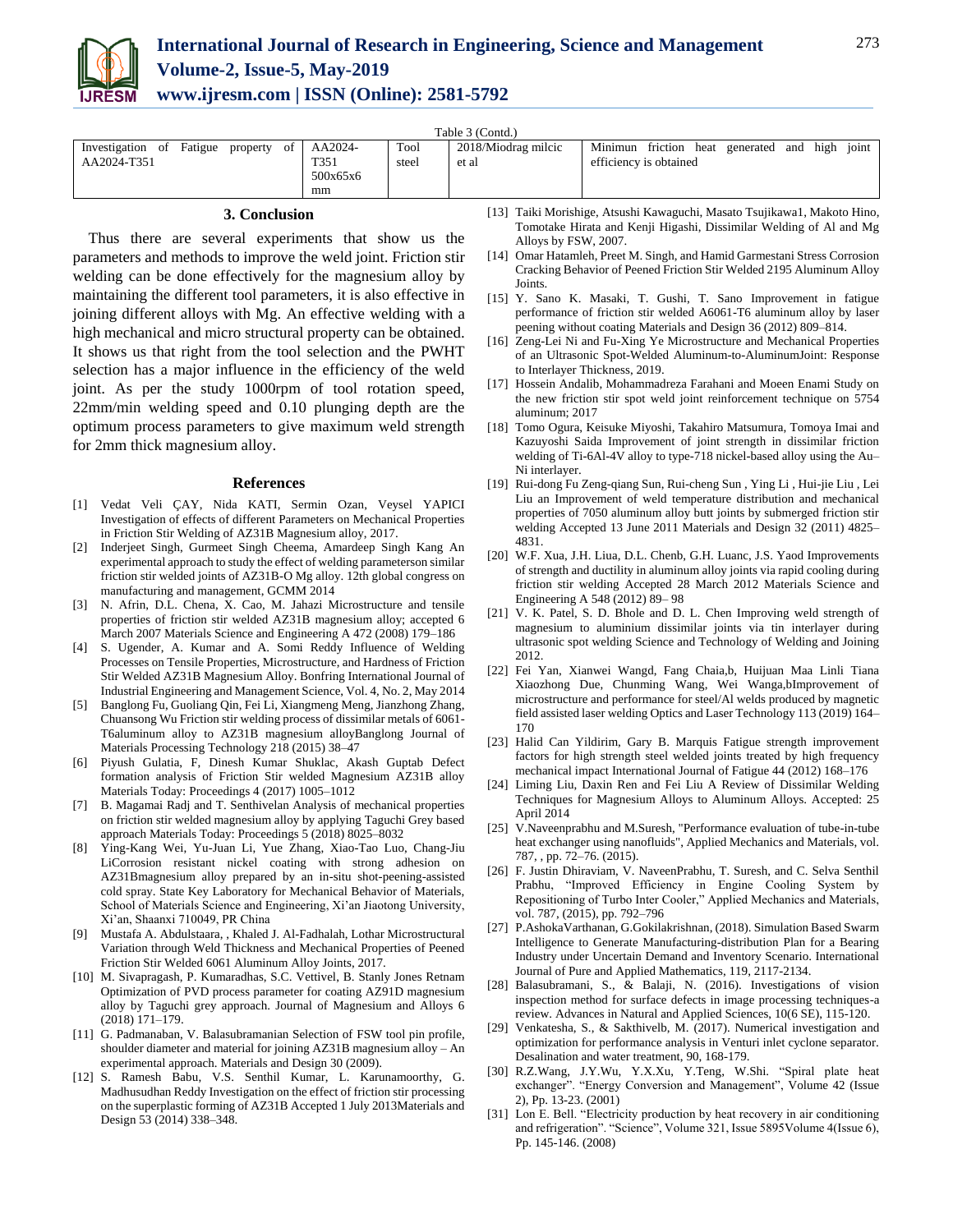Table 3 (Contd.)

| | | | | |
|---|---|---|---|---|
| Investigation of Fatigue property of AA2024-T351 | AA2024-T351 500x65x6 mm | Tool steel | 2018/Miodrag milcic et al | Minimun friction heat generated and high joint efficiency is obtained |

## 3. Conclusion

Thus there are several experiments that show us the parameters and methods to improve the weld joint. Friction stir welding can be done effectively for the magnesium alloy by maintaining the different tool parameters, it is also effective in joining different alloys with Mg. An effective welding with a high mechanical and micro structural property can be obtained. It shows us that right from the tool selection and the PWHT selection has a major influence in the efficiency of the weld joint. As per the study 1000rpm of tool rotation speed, 22mm/min welding speed and 0.10 plunging depth are the optimum process parameters to give maximum weld strength for 2mm thick magnesium alloy.

## References

[1] Vedat Veli ÇAY, Nida KATI, Sermin Ozan, Veysel YAPICI Investigation of effects of different Parameters on Mechanical Properties in Friction Stir Welding of AZ31B Magnesium alloy, 2017.

[2] Inderjeet Singh, Gurmeet Singh Cheema, Amardeep Singh Kang An experimental approach to study the effect of welding parameterson similar friction stir welded joints of AZ31B-O Mg alloy. 12th global congress on manufacturing and management, GCMM 2014

[3] N. Afrin, D.L. Chena, X. Cao, M. Jahazi Microstructure and tensile properties of friction stir welded AZ31B magnesium alloy; accepted 6 March 2007 Materials Science and Engineering A 472 (2008) 179–186

[4] S. Ugender, A. Kumar and A. Somi Reddy Influence of Welding Processes on Tensile Properties, Microstructure, and Hardness of Friction Stir Welded AZ31B Magnesium Alloy. Bonfring International Journal of Industrial Engineering and Management Science, Vol. 4, No. 2, May 2014

[5] Banglong Fu, Guoliang Qin, Fei Li, Xiangmeng Meng, Jianzhong Zhang, Chuansong Wu Friction stir welding process of dissimilar metals of 6061-T6aluminum alloy to AZ31B magnesium alloyBanglong Journal of Materials Processing Technology 218 (2015) 38–47

[6] Piyush Gulatia, F, Dinesh Kumar Shuklac, Akash Guptab Defect formation analysis of Friction Stir welded Magnesium AZ31B alloy Materials Today: Proceedings 4 (2017) 1005–1012

[7] B. Magamai Radj and T. Senthivelan Analysis of mechanical properties on friction stir welded magnesium alloy by applying Taguchi Grey based approach Materials Today: Proceedings 5 (2018) 8025–8032

[8] Ying-Kang Wei, Yu-Juan Li, Yue Zhang, Xiao-Tao Luo, Chang-Jiu LiCorrosion resistant nickel coating with strong adhesion on AZ31Bmagnesium alloy prepared by an in-situ shot-peening-assisted cold spray. State Key Laboratory for Mechanical Behavior of Materials, School of Materials Science and Engineering, Xi'an Jiaotong University, Xi'an, Shaanxi 710049, PR China

[9] Mustafa A. Abdulstaara, , Khaled J. Al-Fadhalah, Lothar Microstructural Variation through Weld Thickness and Mechanical Properties of Peened Friction Stir Welded 6061 Aluminum Alloy Joints, 2017.

[10] M. Sivapragash, P. Kumaradhas, S.C. Vettivel, B. Stanly Jones Retnam Optimization of PVD process parameter for coating AZ91D magnesium alloy by Taguchi grey approach. Journal of Magnesium and Alloys 6 (2018) 171–179.

[11] G. Padmanaban, V. Balasubramanian Selection of FSW tool pin profile, shoulder diameter and material for joining AZ31B magnesium alloy – An experimental approach. Materials and Design 30 (2009).

[12] S. Ramesh Babu, V.S. Senthil Kumar, L. Karunamoorthy, G. Madhusudhan Reddy Investigation on the effect of friction stir processing on the superplastic forming of AZ31B Accepted 1 July 2013Materials and Design 53 (2014) 338–348.

[13] Taiki Morishige, Atsushi Kawaguchi, Masato Tsujikawa1, Makoto Hino, Tomotake Hirata and Kenji Higashi, Dissimilar Welding of Al and Mg Alloys by FSW, 2007.

[14] Omar Hatamleh, Preet M. Singh, and Hamid Garmestani Stress Corrosion Cracking Behavior of Peened Friction Stir Welded 2195 Aluminum Alloy Joints.

[15] Y. Sano K. Masaki, T. Gushi, T. Sano Improvement in fatigue performance of friction stir welded A6061-T6 aluminum alloy by laser peening without coating Materials and Design 36 (2012) 809–814.

[16] Zeng-Lei Ni and Fu-Xing Ye Microstructure and Mechanical Properties of an Ultrasonic Spot-Welded Aluminum-to-AluminumJoint: Response to Interlayer Thickness, 2019.

[17] Hossein Andalib, Mohammadreza Farahani and Moeen Enami Study on the new friction stir spot weld joint reinforcement technique on 5754 aluminum; 2017

[18] Tomo Ogura, Keisuke Miyoshi, Takahiro Matsumura, Tomoya Imai and Kazuyoshi Saida Improvement of joint strength in dissimilar friction welding of Ti-6Al-4V alloy to type-718 nickel-based alloy using the Au–Ni interlayer.

[19] Rui-dong Fu Zeng-qiang Sun, Rui-cheng Sun , Ying Li , Hui-jie Liu , Lei Liu an Improvement of weld temperature distribution and mechanical properties of 7050 aluminum alloy butt joints by submerged friction stir welding Accepted 13 June 2011 Materials and Design 32 (2011) 4825–4831.

[20] W.F. Xua, J.H. Liua, D.L. Chenb, G.H. Luanc, J.S. Yaod Improvements of strength and ductility in aluminum alloy joints via rapid cooling during friction stir welding Accepted 28 March 2012 Materials Science and Engineering A 548 (2012) 89– 98

[21] V. K. Patel, S. D. Bhole and D. L. Chen Improving weld strength of magnesium to aluminium dissimilar joints via tin interlayer during ultrasonic spot welding Science and Technology of Welding and Joining 2012.

[22] Fei Yan, Xianwei Wangd, Fang Chaia,b, Huijuan Maa Linli Tiana Xiaozhong Due, Chunming Wang, Wei Wanga,bImprovement of microstructure and performance for steel/Al welds produced by magnetic field assisted laser welding Optics and Laser Technology 113 (2019) 164–170

[23] Halid Can Yildirim, Gary B. Marquis Fatigue strength improvement factors for high strength steel welded joints treated by high frequency mechanical impact International Journal of Fatigue 44 (2012) 168–176

[24] Liming Liu, Daxin Ren and Fei Liu A Review of Dissimilar Welding Techniques for Magnesium Alloys to Aluminum Alloys. Accepted: 25 April 2014

[25] V.Naveenprabhu and M.Suresh, "Performance evaluation of tube-in-tube heat exchanger using nanofluids", Applied Mechanics and Materials, vol. 787, , pp. 72–76. (2015).

[26] F. Justin Dhiraviam, V. NaveenPrabhu, T. Suresh, and C. Selva Senthil Prabhu, "Improved Efficiency in Engine Cooling System by Repositioning of Turbo Inter Cooler," Applied Mechanics and Materials, vol. 787, (2015), pp. 792–796

[27] P.AshokaVarthanan, G.Gokilakrishnan, (2018). Simulation Based Swarm Intelligence to Generate Manufacturing-distribution Plan for a Bearing Industry under Uncertain Demand and Inventory Scenario. International Journal of Pure and Applied Mathematics, 119, 2117-2134.

[28] Balasubramani, S., & Balaji, N. (2016). Investigations of vision inspection method for surface defects in image processing techniques-a review. Advances in Natural and Applied Sciences, 10(6 SE), 115-120.

[29] Venkatesha, S., & Sakthivelb, M. (2017). Numerical investigation and optimization for performance analysis in Venturi inlet cyclone separator. Desalination and water treatment, 90, 168-179.

[30] R.Z.Wang, J.Y.Wu, Y.X.Xu, Y.Teng, W.Shi. "Spiral plate heat exchanger". "Energy Conversion and Management", Volume 42 (Issue 2), Pp. 13-23. (2001)

[31] Lon E. Bell. "Electricity production by heat recovery in air conditioning and refrigeration". "Science", Volume 321, Issue 5895Volume 4(Issue 6), Pp. 145-146. (2008)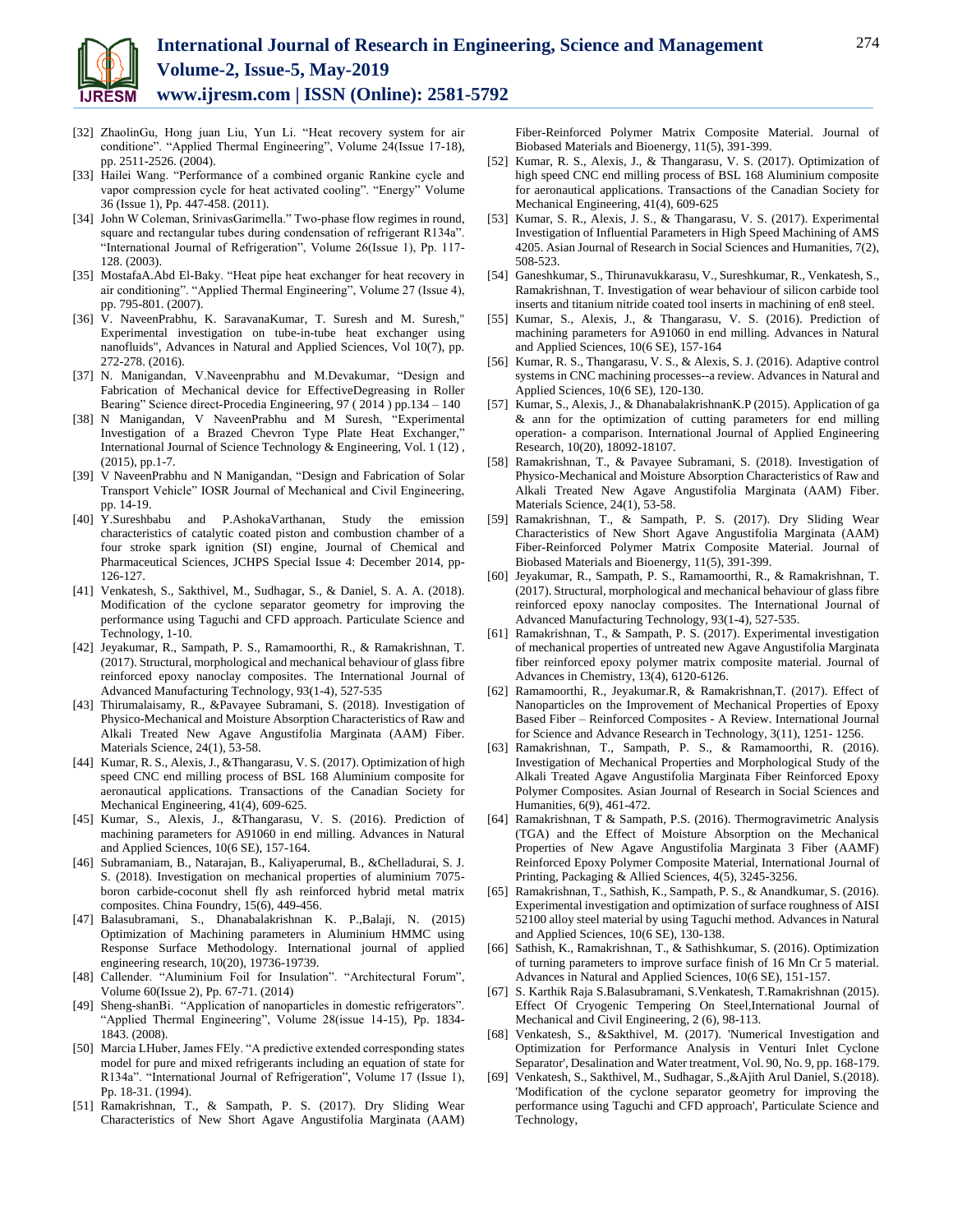[32] ZhaolinGu, Hong juan Liu, Yun Li. "Heat recovery system for air conditione". "Applied Thermal Engineering", Volume 24(Issue 17-18), pp. 2511-2526. (2004).

[33] Hailei Wang. "Performance of a combined organic Rankine cycle and vapor compression cycle for heat activated cooling". "Energy" Volume 36 (Issue 1), Pp. 447-458. (2011).

[34] John W Coleman, SrinivasGarimella." Two-phase flow regimes in round, square and rectangular tubes during condensation of refrigerant R134a". "International Journal of Refrigeration", Volume 26(Issue 1), Pp. 117-128. (2003).

[35] MostafaA.Abd El-Baky. "Heat pipe heat exchanger for heat recovery in air conditioning". "Applied Thermal Engineering", Volume 27 (Issue 4), pp. 795-801. (2007).

[36] V. NaveenPrabhu, K. SaravanaKumar, T. Suresh and M. Suresh," Experimental investigation on tube-in-tube heat exchanger using nanofluids", Advances in Natural and Applied Sciences, Vol 10(7), pp. 272-278. (2016).

[37] N. Manigandan, V.Naveenprabhu and M.Devakumar, "Design and Fabrication of Mechanical device for EffectiveDegreasing in Roller Bearing" Science direct-Procedia Engineering, 97 ( 2014 ) pp.134 – 140

[38] N Manigandan, V NaveenPrabhu and M Suresh, "Experimental Investigation of a Brazed Chevron Type Plate Heat Exchanger," International Journal of Science Technology & Engineering, Vol. 1 (12) , (2015), pp.1-7.

[39] V NaveenPrabhu and N Manigandan, "Design and Fabrication of Solar Transport Vehicle" IOSR Journal of Mechanical and Civil Engineering, pp. 14-19.

[40] Y.Sureshbabu and P.AshokaVarthanan, Study the emission characteristics of catalytic coated piston and combustion chamber of a four stroke spark ignition (SI) engine, Journal of Chemical and Pharmaceutical Sciences, JCHPS Special Issue 4: December 2014, pp-126-127.

[41] Venkatesh, S., Sakthivel, M., Sudhagar, S., & Daniel, S. A. A. (2018). Modification of the cyclone separator geometry for improving the performance using Taguchi and CFD approach. Particulate Science and Technology, 1-10.

[42] Jeyakumar, R., Sampath, P. S., Ramamoorthi, R., & Ramakrishnan, T. (2017). Structural, morphological and mechanical behaviour of glass fibre reinforced epoxy nanoclay composites. The International Journal of Advanced Manufacturing Technology, 93(1-4), 527-535

[43] Thirumalaisamy, R., &Pavayee Subramani, S. (2018). Investigation of Physico-Mechanical and Moisture Absorption Characteristics of Raw and Alkali Treated New Agave Angustifolia Marginata (AAM) Fiber. Materials Science, 24(1), 53-58.

[44] Kumar, R. S., Alexis, J., &Thangarasu, V. S. (2017). Optimization of high speed CNC end milling process of BSL 168 Aluminium composite for aeronautical applications. Transactions of the Canadian Society for Mechanical Engineering, 41(4), 609-625.

[45] Kumar, S., Alexis, J., &Thangarasu, V. S. (2016). Prediction of machining parameters for A91060 in end milling. Advances in Natural and Applied Sciences, 10(6 SE), 157-164.

[46] Subramaniam, B., Natarajan, B., Kaliyaperumal, B., &Chelladurai, S. J. S. (2018). Investigation on mechanical properties of aluminium 7075-boron carbide-coconut shell fly ash reinforced hybrid metal matrix composites. China Foundry, 15(6), 449-456.

[47] Balasubramani, S., Dhanabalakrishnan K. P.,Balaji, N. (2015) Optimization of Machining parameters in Aluminium HMMC using Response Surface Methodology. International journal of applied engineering research, 10(20), 19736-19739.

[48] Callender. "Aluminium Foil for Insulation". "Architectural Forum", Volume 60(Issue 2), Pp. 67-71. (2014)

[49] Sheng-shanBi. "Application of nanoparticles in domestic refrigerators". "Applied Thermal Engineering", Volume 28(issue 14-15), Pp. 1834-1843. (2008).

[50] Marcia LHuber, James FEly. "A predictive extended corresponding states model for pure and mixed refrigerants including an equation of state for R134a". "International Journal of Refrigeration", Volume 17 (Issue 1), Pp. 18-31. (1994).

[51] Ramakrishnan, T., & Sampath, P. S. (2017). Dry Sliding Wear Characteristics of New Short Agave Angustifolia Marginata (AAM) Fiber-Reinforced Polymer Matrix Composite Material. Journal of Biobased Materials and Bioenergy, 11(5), 391-399.

[52] Kumar, R. S., Alexis, J., & Thangarasu, V. S. (2017). Optimization of high speed CNC end milling process of BSL 168 Aluminium composite for aeronautical applications. Transactions of the Canadian Society for Mechanical Engineering, 41(4), 609-625

[53] Kumar, S. R., Alexis, J. S., & Thangarasu, V. S. (2017). Experimental Investigation of Influential Parameters in High Speed Machining of AMS 4205. Asian Journal of Research in Social Sciences and Humanities, 7(2), 508-523.

[54] Ganeshkumar, S., Thirunavukkarasu, V., Sureshkumar, R., Venkatesh, S., Ramakrishnan, T. Investigation of wear behaviour of silicon carbide tool inserts and titanium nitride coated tool inserts in machining of en8 steel.

[55] Kumar, S., Alexis, J., & Thangarasu, V. S. (2016). Prediction of machining parameters for A91060 in end milling. Advances in Natural and Applied Sciences, 10(6 SE), 157-164

[56] Kumar, R. S., Thangarasu, V. S., & Alexis, S. J. (2016). Adaptive control systems in CNC machining processes--a review. Advances in Natural and Applied Sciences, 10(6 SE), 120-130.

[57] Kumar, S., Alexis, J., & DhanabalakrishnanK.P (2015). Application of ga & ann for the optimization of cutting parameters for end milling operation- a comparison. International Journal of Applied Engineering Research, 10(20), 18092-18107.

[58] Ramakrishnan, T., & Pavayee Subramani, S. (2018). Investigation of Physico-Mechanical and Moisture Absorption Characteristics of Raw and Alkali Treated New Agave Angustifolia Marginata (AAM) Fiber. Materials Science, 24(1), 53-58.

[59] Ramakrishnan, T., & Sampath, P. S. (2017). Dry Sliding Wear Characteristics of New Short Agave Angustifolia Marginata (AAM) Fiber-Reinforced Polymer Matrix Composite Material. Journal of Biobased Materials and Bioenergy, 11(5), 391-399.

[60] Jeyakumar, R., Sampath, P. S., Ramamoorthi, R., & Ramakrishnan, T. (2017). Structural, morphological and mechanical behaviour of glass fibre reinforced epoxy nanoclay composites. The International Journal of Advanced Manufacturing Technology, 93(1-4), 527-535.

[61] Ramakrishnan, T., & Sampath, P. S. (2017). Experimental investigation of mechanical properties of untreated new Agave Angustifolia Marginata fiber reinforced epoxy polymer matrix composite material. Journal of Advances in Chemistry, 13(4), 6120-6126.

[62] Ramamoorthi, R., Jeyakumar.R, & Ramakrishnan,T. (2017). Effect of Nanoparticles on the Improvement of Mechanical Properties of Epoxy Based Fiber – Reinforced Composites - A Review. International Journal for Science and Advance Research in Technology, 3(11), 1251- 1256.

[63] Ramakrishnan, T., Sampath, P. S., & Ramamoorthi, R. (2016). Investigation of Mechanical Properties and Morphological Study of the Alkali Treated Agave Angustifolia Marginata Fiber Reinforced Epoxy Polymer Composites. Asian Journal of Research in Social Sciences and Humanities, 6(9), 461-472.

[64] Ramakrishnan, T & Sampath, P.S. (2016). Thermogravimetric Analysis (TGA) and the Effect of Moisture Absorption on the Mechanical Properties of New Agave Angustifolia Marginata 3 Fiber (AAMF) Reinforced Epoxy Polymer Composite Material, International Journal of Printing, Packaging & Allied Sciences, 4(5), 3245-3256.

[65] Ramakrishnan, T., Sathish, K., Sampath, P. S., & Anandkumar, S. (2016). Experimental investigation and optimization of surface roughness of AISI 52100 alloy steel material by using Taguchi method. Advances in Natural and Applied Sciences, 10(6 SE), 130-138.

[66] Sathish, K., Ramakrishnan, T., & Sathishkumar, S. (2016). Optimization of turning parameters to improve surface finish of 16 Mn Cr 5 material. Advances in Natural and Applied Sciences, 10(6 SE), 151-157.

[67] S. Karthik Raja S.Balasubramani, S.Venkatesh, T.Ramakrishnan (2015). Effect Of Cryogenic Tempering On Steel,International Journal of Mechanical and Civil Engineering, 2 (6), 98-113.

[68] Venkatesh, S., &Sakthivel, M. (2017). 'Numerical Investigation and Optimization for Performance Analysis in Venturi Inlet Cyclone Separator', Desalination and Water treatment, Vol. 90, No. 9, pp. 168-179.

[69] Venkatesh, S., Sakthivel, M., Sudhagar, S.,&Ajith Arul Daniel, S.(2018). 'Modification of the cyclone separator geometry for improving the performance using Taguchi and CFD approach', Particulate Science and Technology,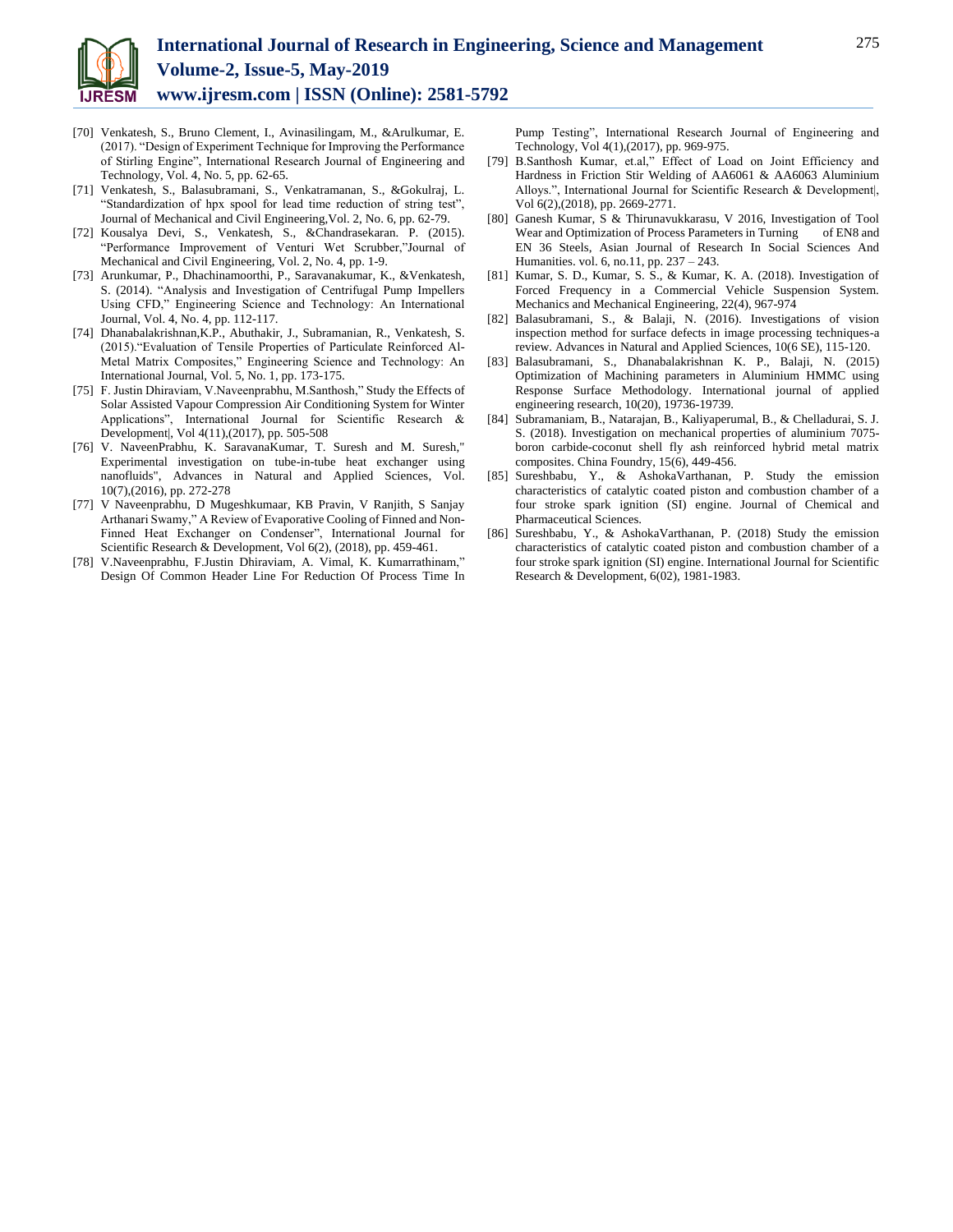[70] Venkatesh, S., Bruno Clement, I., Avinasilingam, M., &Arulkumar, E. (2017). "Design of Experiment Technique for Improving the Performance of Stirling Engine", International Research Journal of Engineering and Technology, Vol. 4, No. 5, pp. 62-65.

[71] Venkatesh, S., Balasubramani, S., Venkatramanan, S., &Gokulraj, L. "Standardization of hpx spool for lead time reduction of string test", Journal of Mechanical and Civil Engineering,Vol. 2, No. 6, pp. 62-79.

[72] Kousalya Devi, S., Venkatesh, S., &Chandrasekaran. P. (2015). "Performance Improvement of Venturi Wet Scrubber,"Journal of Mechanical and Civil Engineering, Vol. 2, No. 4, pp. 1-9.

[73] Arunkumar, P., Dhachinamoorthi, P., Saravanakumar, K., &Venkatesh, S. (2014). "Analysis and Investigation of Centrifugal Pump Impellers Using CFD," Engineering Science and Technology: An International Journal, Vol. 4, No. 4, pp. 112-117.

[74] Dhanabalakrishnan,K.P., Abuthakir, J., Subramanian, R., Venkatesh, S. (2015)."Evaluation of Tensile Properties of Particulate Reinforced Al-Metal Matrix Composites," Engineering Science and Technology: An International Journal, Vol. 5, No. 1, pp. 173-175.

[75] F. Justin Dhiraviam, V.Naveenprabhu, M.Santhosh," Study the Effects of Solar Assisted Vapour Compression Air Conditioning System for Winter Applications", International Journal for Scientific Research & Development|, Vol 4(11),(2017), pp. 505-508

[76] V. NaveenPrabhu, K. SaravanaKumar, T. Suresh and M. Suresh," Experimental investigation on tube-in-tube heat exchanger using nanofluids", Advances in Natural and Applied Sciences, Vol. 10(7),(2016), pp. 272-278

[77] V Naveenprabhu, D Mugeshkumaar, KB Pravin, V Ranjith, S Sanjay Arthanari Swamy," A Review of Evaporative Cooling of Finned and Non-Finned Heat Exchanger on Condenser", International Journal for Scientific Research & Development, Vol 6(2), (2018), pp. 459-461.

[78] V.Naveenprabhu, F.Justin Dhiraviam, A. Vimal, K. Kumarrathinam," Design Of Common Header Line For Reduction Of Process Time In Pump Testing", International Research Journal of Engineering and Technology, Vol 4(1),(2017), pp. 969-975.

[79] B.Santhosh Kumar, et.al," Effect of Load on Joint Efficiency and Hardness in Friction Stir Welding of AA6061 & AA6063 Aluminium Alloys.", International Journal for Scientific Research & Development|, Vol 6(2),(2018), pp. 2669-2771.

[80] Ganesh Kumar, S & Thirunavukkarasu, V 2016, Investigation of Tool Wear and Optimization of Process Parameters in Turning of EN8 and EN 36 Steels, Asian Journal of Research In Social Sciences And Humanities. vol. 6, no.11, pp. 237 – 243.

[81] Kumar, S. D., Kumar, S. S., & Kumar, K. A. (2018). Investigation of Forced Frequency in a Commercial Vehicle Suspension System. Mechanics and Mechanical Engineering, 22(4), 967-974

[82] Balasubramani, S., & Balaji, N. (2016). Investigations of vision inspection method for surface defects in image processing techniques-a review. Advances in Natural and Applied Sciences, 10(6 SE), 115-120.

[83] Balasubramani, S., Dhanabalakrishnan K. P., Balaji, N. (2015) Optimization of Machining parameters in Aluminium HMMC using Response Surface Methodology. International journal of applied engineering research, 10(20), 19736-19739.

[84] Subramaniam, B., Natarajan, B., Kaliyaperumal, B., & Chelladurai, S. J. S. (2018). Investigation on mechanical properties of aluminium 7075-boron carbide-coconut shell fly ash reinforced hybrid metal matrix composites. China Foundry, 15(6), 449-456.

[85] Sureshbabu, Y., & AshokaVarthanan, P. Study the emission characteristics of catalytic coated piston and combustion chamber of a four stroke spark ignition (SI) engine. Journal of Chemical and Pharmaceutical Sciences.

[86] Sureshbabu, Y., & AshokaVarthanan, P. (2018) Study the emission characteristics of catalytic coated piston and combustion chamber of a four stroke spark ignition (SI) engine. International Journal for Scientific Research & Development, 6(02), 1981-1983.